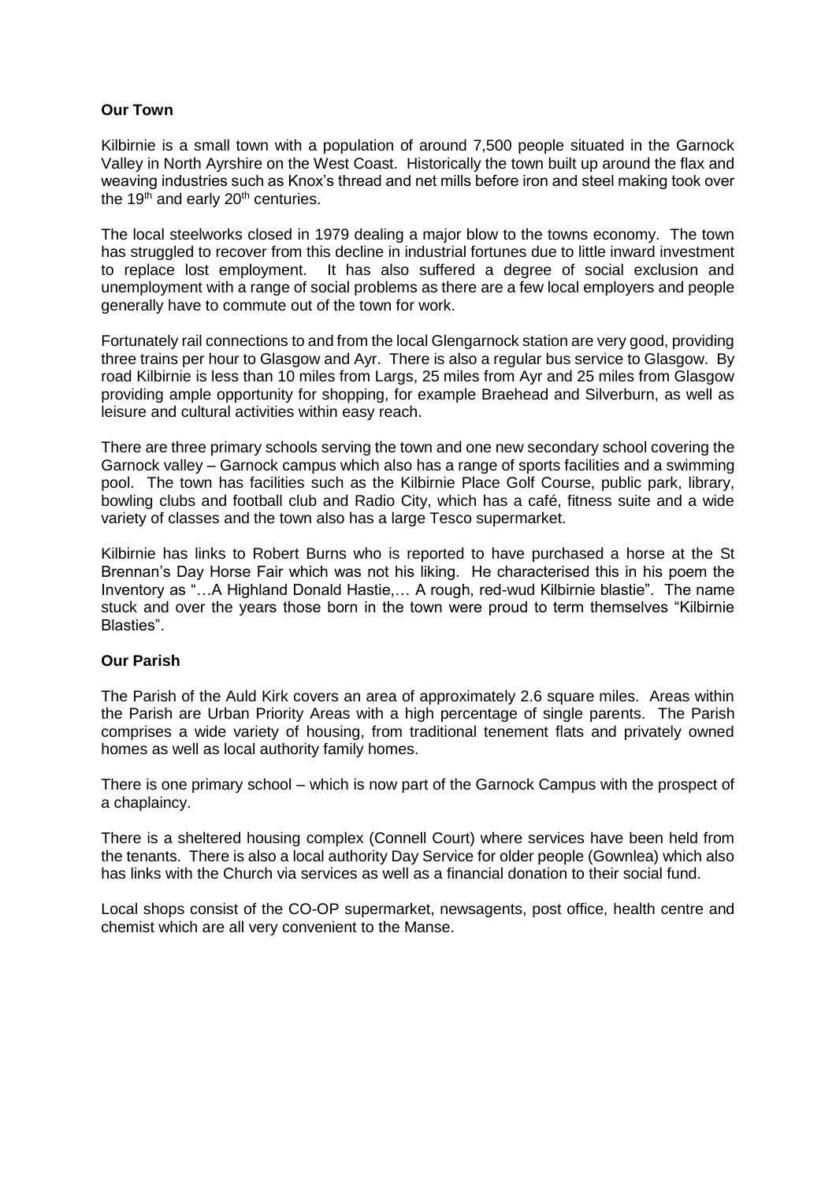**Our Town**

Kilbirnie is a small town with a population of around 7,500 people situated in the Garnock Valley in North Ayrshire on the West Coast. Historically the town built up around the flax and weaving industries such as Knox's thread and net mills before iron and steel making took over the 19th and early 20th centuries.

The local steelworks closed in 1979 dealing a major blow to the towns economy. The town has struggled to recover from this decline in industrial fortunes due to little inward investment to replace lost employment. It has also suffered a degree of social exclusion and unemployment with a range of social problems as there are a few local employers and people generally have to commute out of the town for work.

Fortunately rail connections to and from the local Glengarnock station are very good, providing three trains per hour to Glasgow and Ayr. There is also a regular bus service to Glasgow. By road Kilbirnie is less than 10 miles from Largs, 25 miles from Ayr and 25 miles from Glasgow providing ample opportunity for shopping, for example Braehead and Silverburn, as well as leisure and cultural activities within easy reach.

There are three primary schools serving the town and one new secondary school covering the Garnock valley – Garnock campus which also has a range of sports facilities and a swimming pool. The town has facilities such as the Kilbirnie Place Golf Course, public park, library, bowling clubs and football club and Radio City, which has a café, fitness suite and a wide variety of classes and the town also has a large Tesco supermarket.

Kilbirnie has links to Robert Burns who is reported to have purchased a horse at the St Brennan's Day Horse Fair which was not his liking. He characterised this in his poem the Inventory as "…A Highland Donald Hastie,… A rough, red-wud Kilbirnie blastie". The name stuck and over the years those born in the town were proud to term themselves "Kilbirnie Blasties".

**Our Parish**

The Parish of the Auld Kirk covers an area of approximately 2.6 square miles. Areas within the Parish are Urban Priority Areas with a high percentage of single parents. The Parish comprises a wide variety of housing, from traditional tenement flats and privately owned homes as well as local authority family homes.

There is one primary school – which is now part of the Garnock Campus with the prospect of a chaplaincy.

There is a sheltered housing complex (Connell Court) where services have been held from the tenants. There is also a local authority Day Service for older people (Gownlea) which also has links with the Church via services as well as a financial donation to their social fund.

Local shops consist of the CO-OP supermarket, newsagents, post office, health centre and chemist which are all very convenient to the Manse.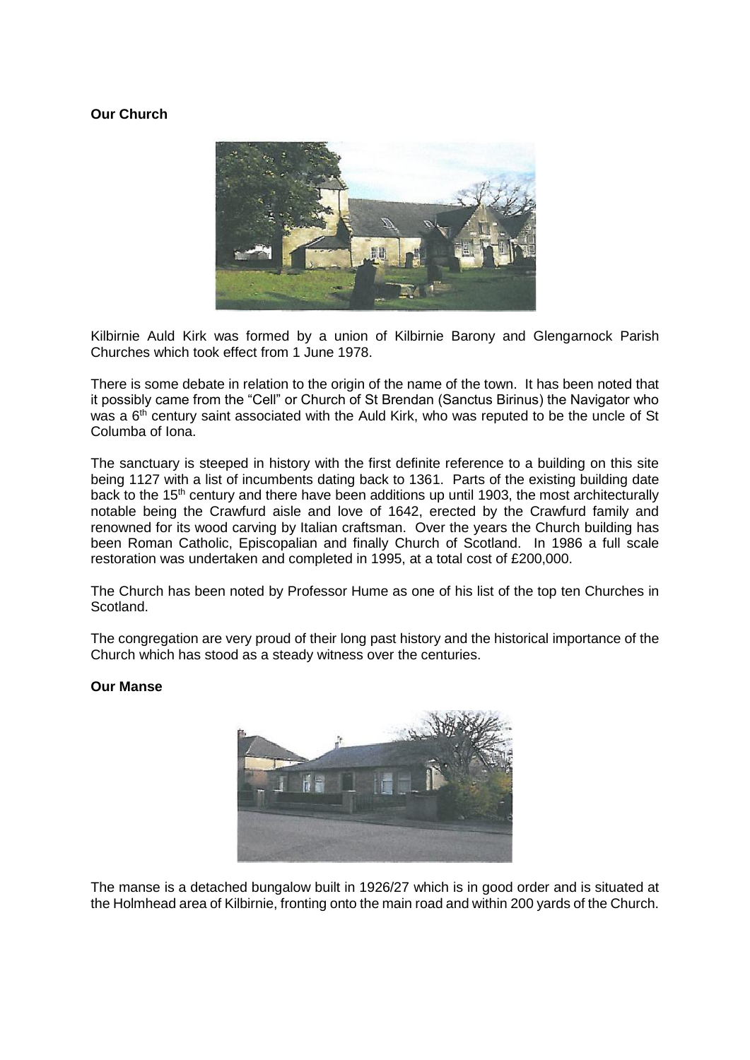**Our Church**

Kilbirnie Auld Kirk was formed by a union of Kilbirnie Barony and Glengarnock Parish Churches which took effect from 1 June 1978.

There is some debate in relation to the origin of the name of the town. It has been noted that it possibly came from the "Cell" or Church of St Brendan (Sanctus Birinus) the Navigator who was a 6th century saint associated with the Auld Kirk, who was reputed to be the uncle of St Columba of Iona.

The sanctuary is steeped in history with the first definite reference to a building on this site being 1127 with a list of incumbents dating back to 1361. Parts of the existing building date back to the 15th century and there have been additions up until 1903, the most architecturally notable being the Crawfurd aisle and love of 1642, erected by the Crawfurd family and renowned for its wood carving by Italian craftsman. Over the years the Church building has been Roman Catholic, Episcopalian and finally Church of Scotland. In 1986 a full scale restoration was undertaken and completed in 1995, at a total cost of £200,000.

The Church has been noted by Professor Hume as one of his list of the top ten Churches in Scotland.

The congregation are very proud of their long past history and the historical importance of the Church which has stood as a steady witness over the centuries.

**Our Manse**

The manse is a detached bungalow built in 1926/27 which is in good order and is situated at the Holmhead area of Kilbirnie, fronting onto the main road and within 200 yards of the Church.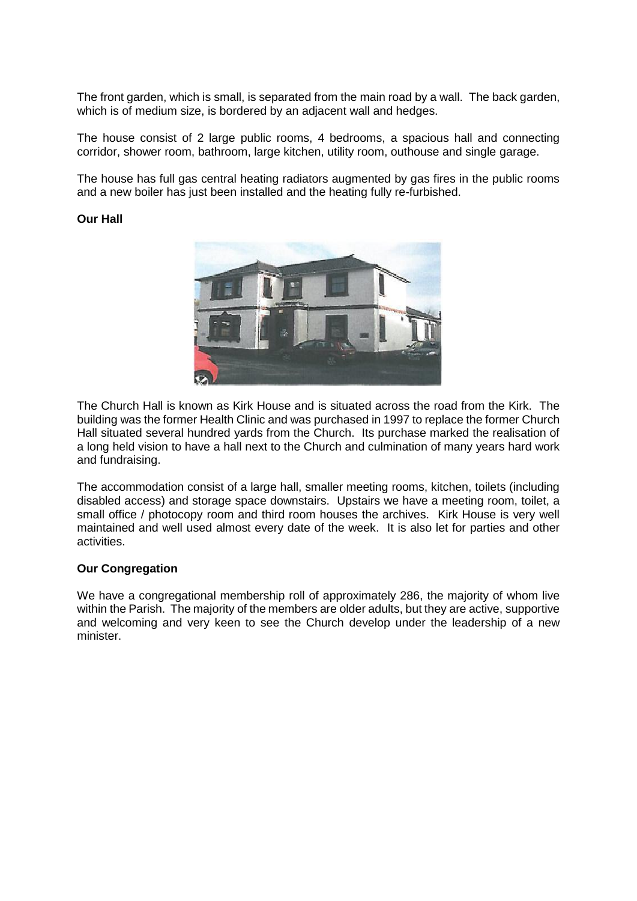The front garden, which is small, is separated from the main road by a wall. The back garden, which is of medium size, is bordered by an adjacent wall and hedges.

The house consist of 2 large public rooms, 4 bedrooms, a spacious hall and connecting corridor, shower room, bathroom, large kitchen, utility room, outhouse and single garage.

The house has full gas central heating radiators augmented by gas fires in the public rooms and a new boiler has just been installed and the heating fully re-furbished.

**Our Hall**

The Church Hall is known as Kirk House and is situated across the road from the Kirk. The building was the former Health Clinic and was purchased in 1997 to replace the former Church Hall situated several hundred yards from the Church. Its purchase marked the realisation of a long held vision to have a hall next to the Church and culmination of many years hard work and fundraising.

The accommodation consist of a large hall, smaller meeting rooms, kitchen, toilets (including disabled access) and storage space downstairs. Upstairs we have a meeting room, toilet, a small office / photocopy room and third room houses the archives. Kirk House is very well maintained and well used almost every date of the week. It is also let for parties and other activities.

**Our Congregation**

We have a congregational membership roll of approximately 286, the majority of whom live within the Parish. The majority of the members are older adults, but they are active, supportive and welcoming and very keen to see the Church develop under the leadership of a new minister.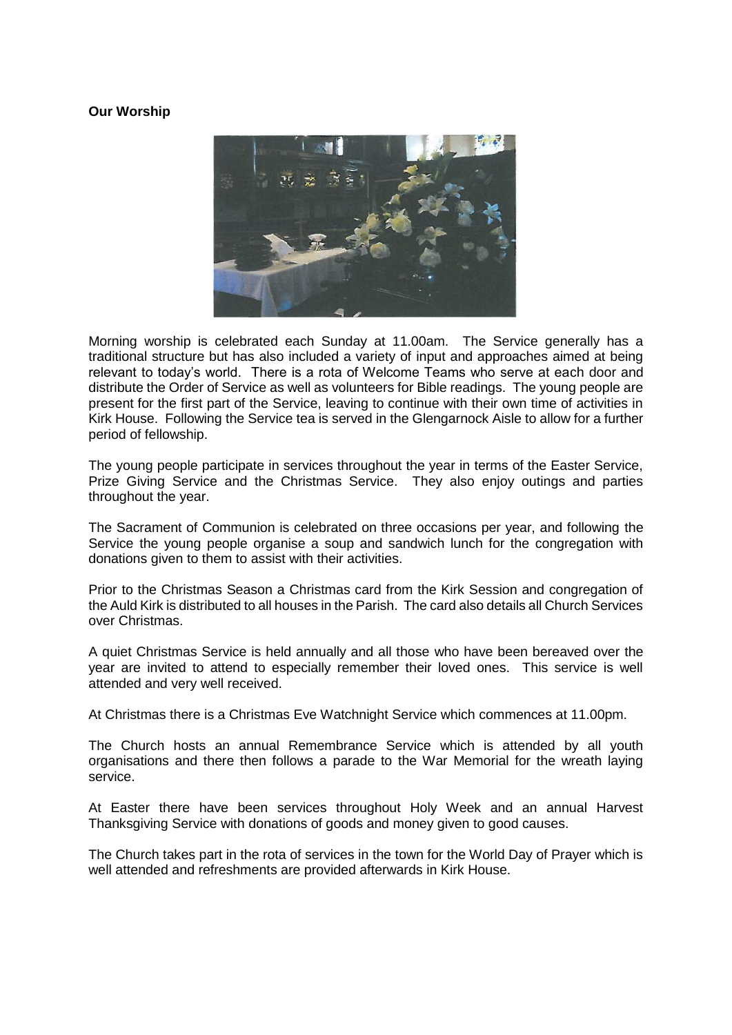**Our Worship**

Morning worship is celebrated each Sunday at 11.00am. The Service generally has a traditional structure but has also included a variety of input and approaches aimed at being relevant to today's world. There is a rota of Welcome Teams who serve at each door and distribute the Order of Service as well as volunteers for Bible readings. The young people are present for the first part of the Service, leaving to continue with their own time of activities in Kirk House. Following the Service tea is served in the Glengarnock Aisle to allow for a further period of fellowship.

The young people participate in services throughout the year in terms of the Easter Service, Prize Giving Service and the Christmas Service. They also enjoy outings and parties throughout the year.

The Sacrament of Communion is celebrated on three occasions per year, and following the Service the young people organise a soup and sandwich lunch for the congregation with donations given to them to assist with their activities.

Prior to the Christmas Season a Christmas card from the Kirk Session and congregation of the Auld Kirk is distributed to all houses in the Parish. The card also details all Church Services over Christmas.

A quiet Christmas Service is held annually and all those who have been bereaved over the year are invited to attend to especially remember their loved ones. This service is well attended and very well received.

At Christmas there is a Christmas Eve Watchnight Service which commences at 11.00pm.

The Church hosts an annual Remembrance Service which is attended by all youth organisations and there then follows a parade to the War Memorial for the wreath laying service.

At Easter there have been services throughout Holy Week and an annual Harvest Thanksgiving Service with donations of goods and money given to good causes.

The Church takes part in the rota of services in the town for the World Day of Prayer which is well attended and refreshments are provided afterwards in Kirk House.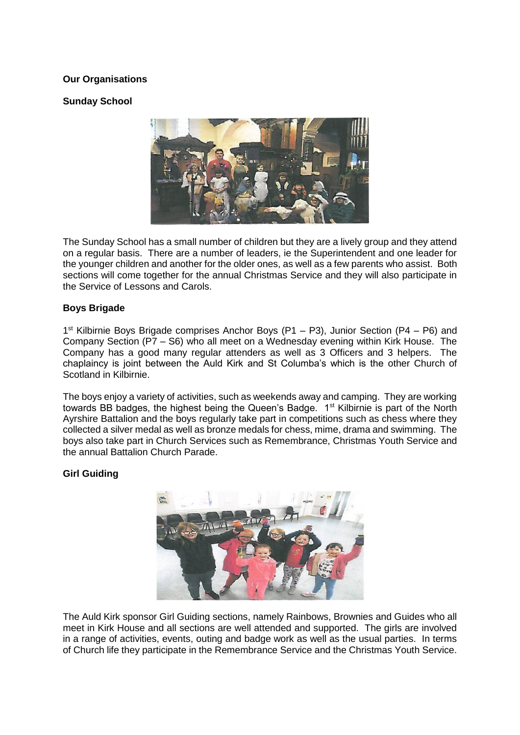**Our Organisations**

**Sunday School**

The Sunday School has a small number of children but they are a lively group and they attend on a regular basis. There are a number of leaders, ie the Superintendent and one leader for the younger children and another for the older ones, as well as a few parents who assist. Both sections will come together for the annual Christmas Service and they will also participate in the Service of Lessons and Carols.

**Boys Brigade**

1st Kilbirnie Boys Brigade comprises Anchor Boys (P1 – P3), Junior Section (P4 – P6) and Company Section (P7 – S6) who all meet on a Wednesday evening within Kirk House. The Company has a good many regular attenders as well as 3 Officers and 3 helpers. The chaplaincy is joint between the Auld Kirk and St Columba's which is the other Church of Scotland in Kilbirnie.

The boys enjoy a variety of activities, such as weekends away and camping. They are working towards BB badges, the highest being the Queen's Badge. 1st Kilbirnie is part of the North Ayrshire Battalion and the boys regularly take part in competitions such as chess where they collected a silver medal as well as bronze medals for chess, mime, drama and swimming. The boys also take part in Church Services such as Remembrance, Christmas Youth Service and the annual Battalion Church Parade.

**Girl Guiding**

The Auld Kirk sponsor Girl Guiding sections, namely Rainbows, Brownies and Guides who all meet in Kirk House and all sections are well attended and supported. The girls are involved in a range of activities, events, outing and badge work as well as the usual parties. In terms of Church life they participate in the Remembrance Service and the Christmas Youth Service.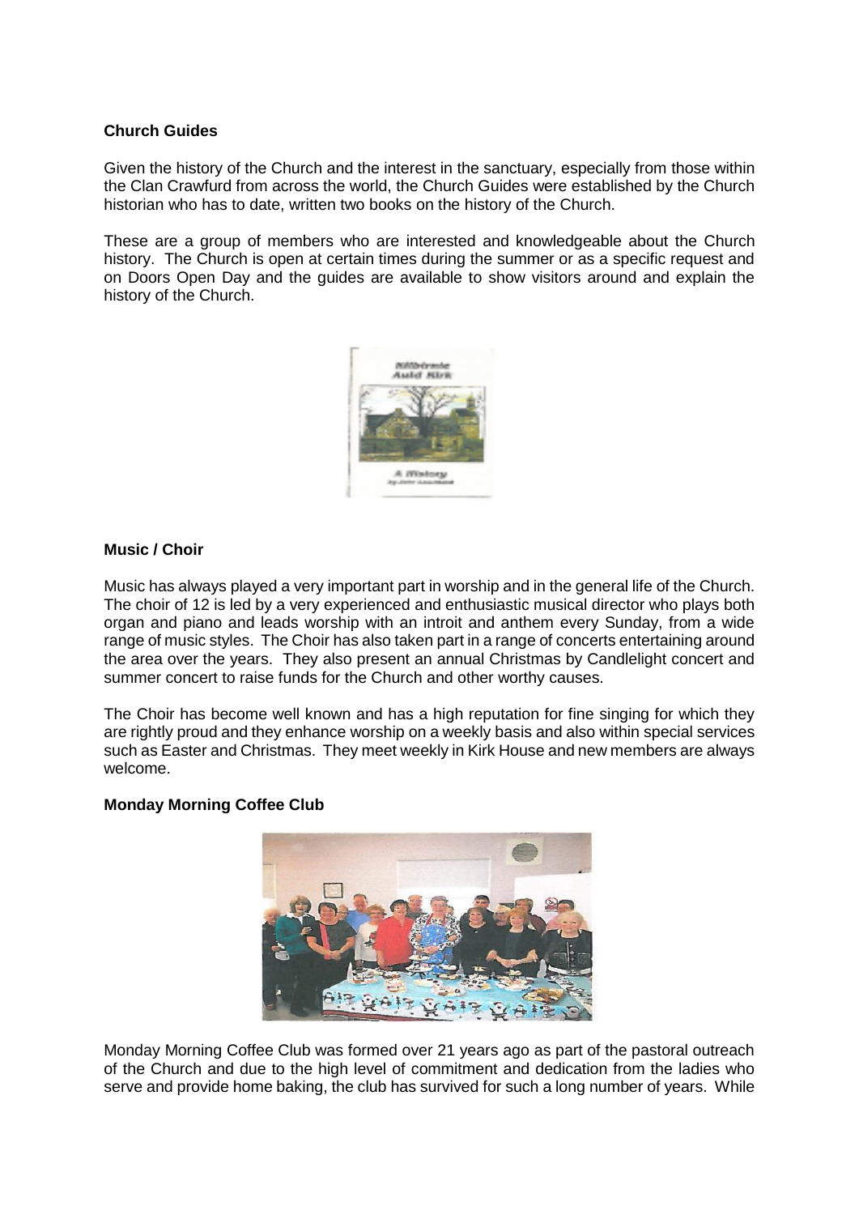**Church Guides**

Given the history of the Church and the interest in the sanctuary, especially from those within the Clan Crawfurd from across the world, the Church Guides were established by the Church historian who has to date, written two books on the history of the Church.

These are a group of members who are interested and knowledgeable about the Church history. The Church is open at certain times during the summer or as a specific request and on Doors Open Day and the guides are available to show visitors around and explain the history of the Church.

**Music / Choir**

Music has always played a very important part in worship and in the general life of the Church. The choir of 12 is led by a very experienced and enthusiastic musical director who plays both organ and piano and leads worship with an introit and anthem every Sunday, from a wide range of music styles. The Choir has also taken part in a range of concerts entertaining around the area over the years. They also present an annual Christmas by Candlelight concert and summer concert to raise funds for the Church and other worthy causes.

The Choir has become well known and has a high reputation for fine singing for which they are rightly proud and they enhance worship on a weekly basis and also within special services such as Easter and Christmas. They meet weekly in Kirk House and new members are always welcome.

**Monday Morning Coffee Club**

Monday Morning Coffee Club was formed over 21 years ago as part of the pastoral outreach of the Church and due to the high level of commitment and dedication from the ladies who serve and provide home baking, the club has survived for such a long number of years. While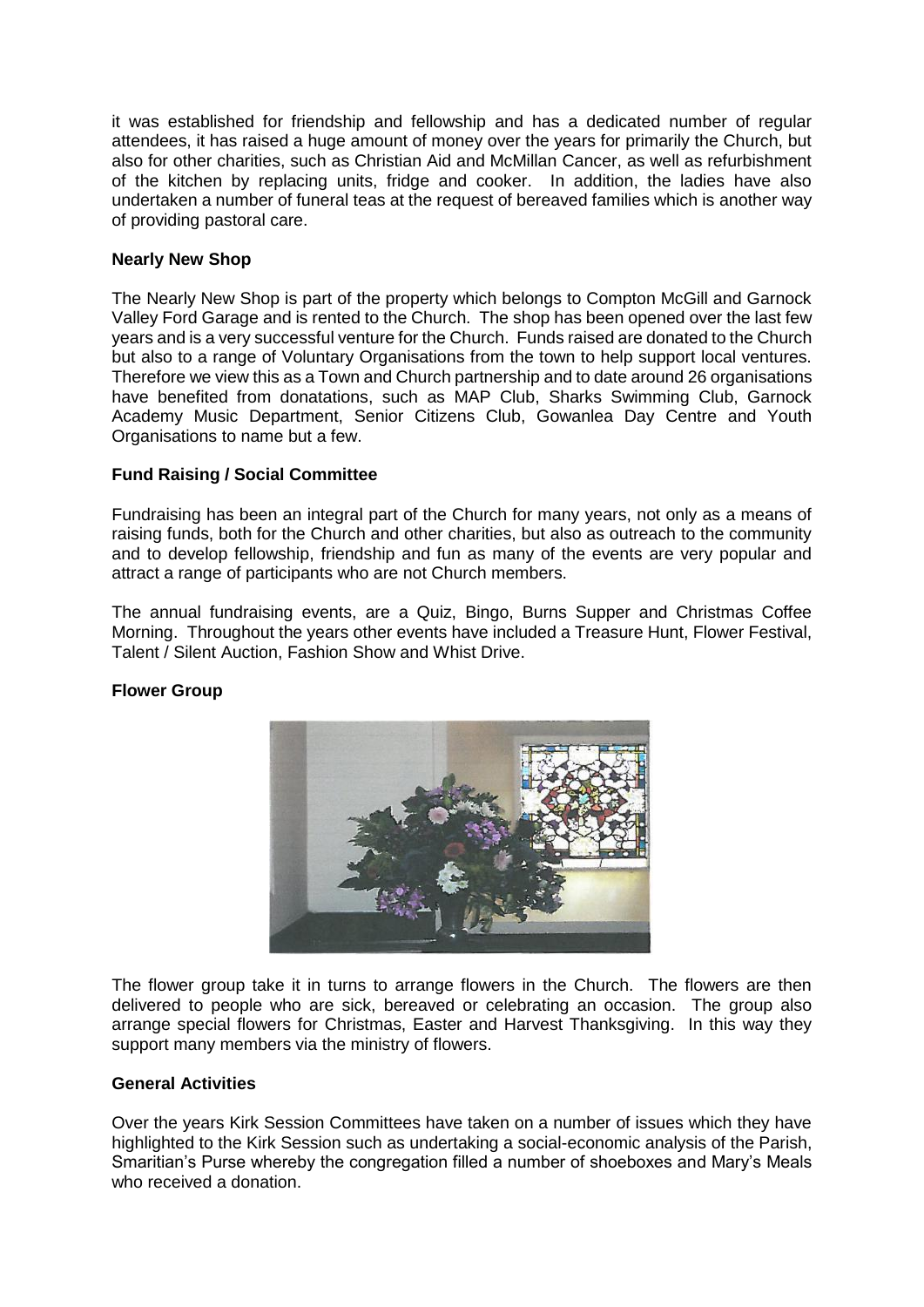it was established for friendship and fellowship and has a dedicated number of regular attendees, it has raised a huge amount of money over the years for primarily the Church, but also for other charities, such as Christian Aid and McMillan Cancer, as well as refurbishment of the kitchen by replacing units, fridge and cooker. In addition, the ladies have also undertaken a number of funeral teas at the request of bereaved families which is another way of providing pastoral care.

**Nearly New Shop**

The Nearly New Shop is part of the property which belongs to Compton McGill and Garnock Valley Ford Garage and is rented to the Church. The shop has been opened over the last few years and is a very successful venture for the Church. Funds raised are donated to the Church but also to a range of Voluntary Organisations from the town to help support local ventures. Therefore we view this as a Town and Church partnership and to date around 26 organisations have benefited from donatations, such as MAP Club, Sharks Swimming Club, Garnock Academy Music Department, Senior Citizens Club, Gowanlea Day Centre and Youth Organisations to name but a few.

**Fund Raising / Social Committee**

Fundraising has been an integral part of the Church for many years, not only as a means of raising funds, both for the Church and other charities, but also as outreach to the community and to develop fellowship, friendship and fun as many of the events are very popular and attract a range of participants who are not Church members.

The annual fundraising events, are a Quiz, Bingo, Burns Supper and Christmas Coffee Morning. Throughout the years other events have included a Treasure Hunt, Flower Festival, Talent / Silent Auction, Fashion Show and Whist Drive.

**Flower Group**

The flower group take it in turns to arrange flowers in the Church. The flowers are then delivered to people who are sick, bereaved or celebrating an occasion. The group also arrange special flowers for Christmas, Easter and Harvest Thanksgiving. In this way they support many members via the ministry of flowers.

**General Activities**

Over the years Kirk Session Committees have taken on a number of issues which they have highlighted to the Kirk Session such as undertaking a social-economic analysis of the Parish, Smaritian's Purse whereby the congregation filled a number of shoeboxes and Mary's Meals who received a donation.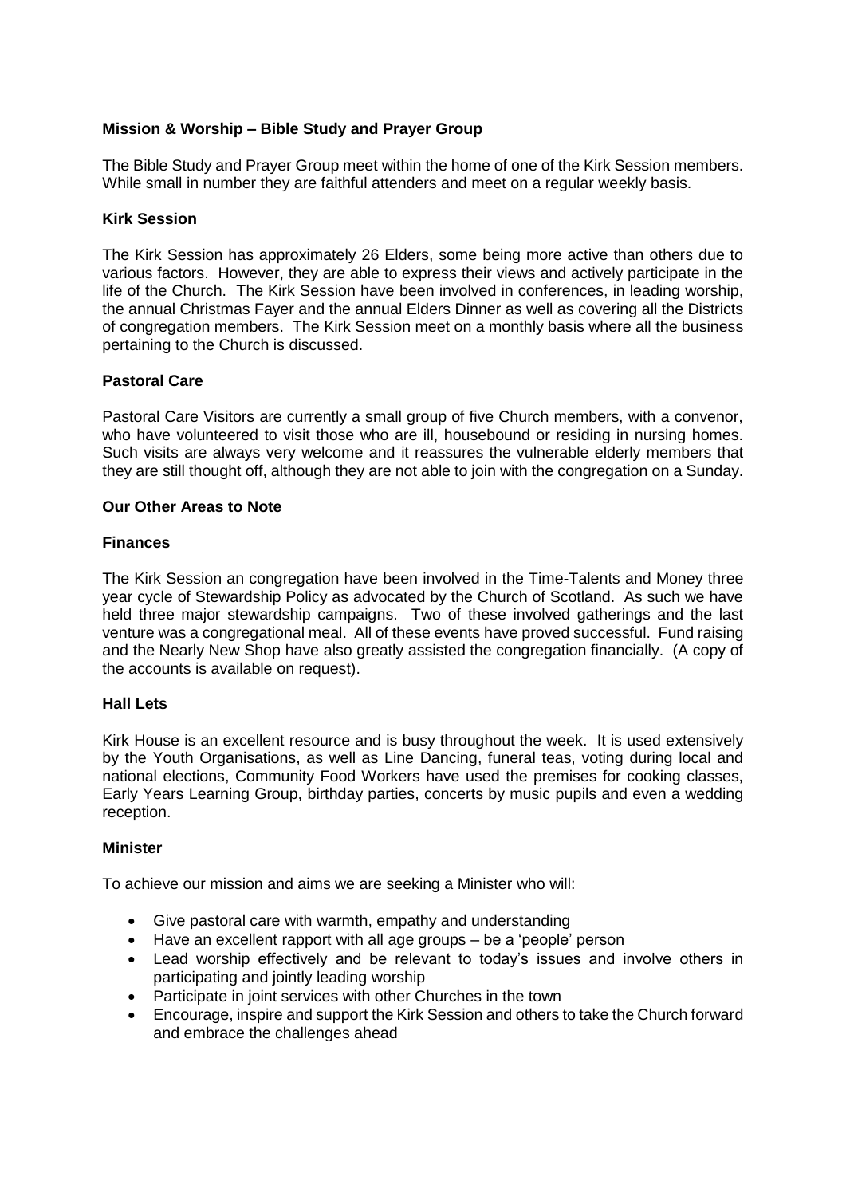**Mission & Worship – Bible Study and Prayer Group**

The Bible Study and Prayer Group meet within the home of one of the Kirk Session members. While small in number they are faithful attenders and meet on a regular weekly basis.

**Kirk Session**

The Kirk Session has approximately 26 Elders, some being more active than others due to various factors. However, they are able to express their views and actively participate in the life of the Church. The Kirk Session have been involved in conferences, in leading worship, the annual Christmas Fayer and the annual Elders Dinner as well as covering all the Districts of congregation members. The Kirk Session meet on a monthly basis where all the business pertaining to the Church is discussed.

**Pastoral Care**

Pastoral Care Visitors are currently a small group of five Church members, with a convenor, who have volunteered to visit those who are ill, housebound or residing in nursing homes. Such visits are always very welcome and it reassures the vulnerable elderly members that they are still thought off, although they are not able to join with the congregation on a Sunday.

**Our Other Areas to Note**

**Finances**

The Kirk Session an congregation have been involved in the Time-Talents and Money three year cycle of Stewardship Policy as advocated by the Church of Scotland. As such we have held three major stewardship campaigns. Two of these involved gatherings and the last venture was a congregational meal. All of these events have proved successful. Fund raising and the Nearly New Shop have also greatly assisted the congregation financially. (A copy of the accounts is available on request).

**Hall Lets**

Kirk House is an excellent resource and is busy throughout the week. It is used extensively by the Youth Organisations, as well as Line Dancing, funeral teas, voting during local and national elections, Community Food Workers have used the premises for cooking classes, Early Years Learning Group, birthday parties, concerts by music pupils and even a wedding reception.

**Minister**

To achieve our mission and aims we are seeking a Minister who will:

- Give pastoral care with warmth, empathy and understanding
- Have an excellent rapport with all age groups – be a 'people' person
- Lead worship effectively and be relevant to today's issues and involve others in participating and jointly leading worship
- Participate in joint services with other Churches in the town
- Encourage, inspire and support the Kirk Session and others to take the Church forward and embrace the challenges ahead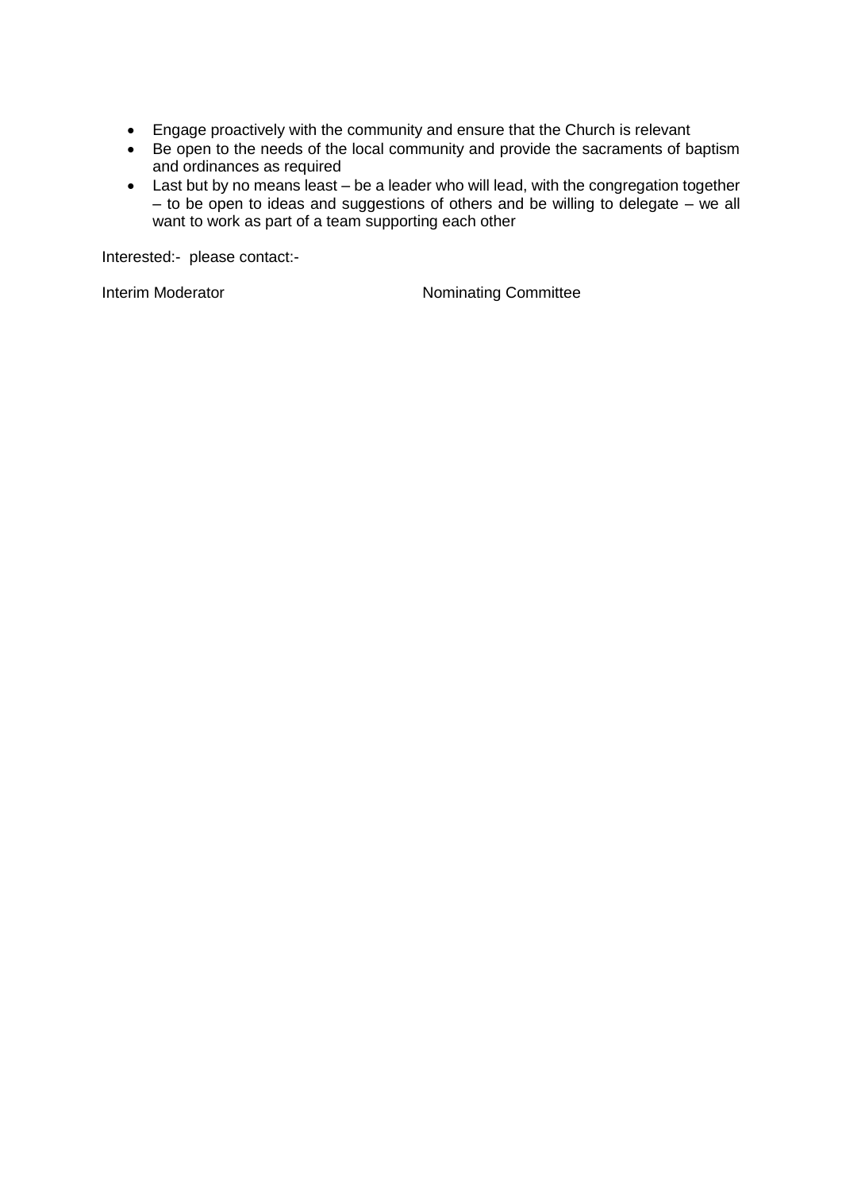- Engage proactively with the community and ensure that the Church is relevant
- Be open to the needs of the local community and provide the sacraments of baptism and ordinances as required
- Last but by no means least – be a leader who will lead, with the congregation together – to be open to ideas and suggestions of others and be willing to delegate – we all want to work as part of a team supporting each other

Interested:- please contact:-

Interim Moderator

Nominating Committee